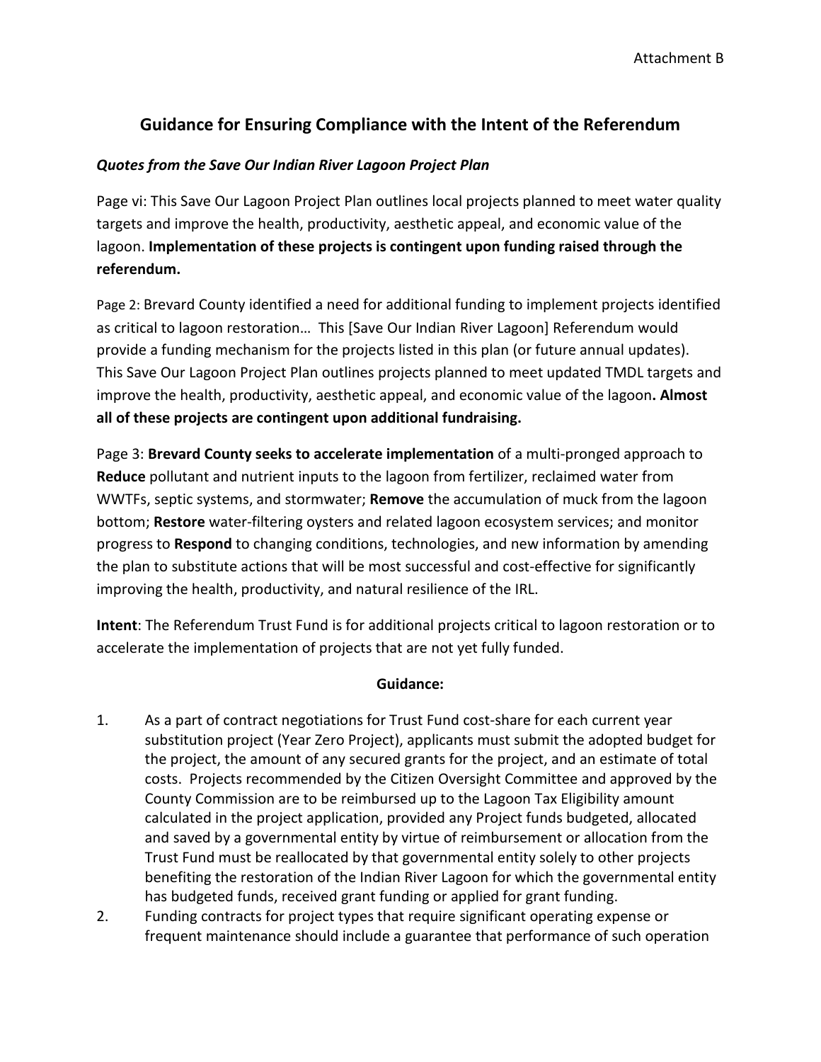Attachment B

# Guidance for Ensuring Compliance with the Intent of the Referendum

### *Quotes from the Save Our Indian River Lagoon Project Plan*

Page vi: This Save Our Lagoon Project Plan outlines local projects planned to meet water quality targets and improve the health, productivity, aesthetic appeal, and economic value of the lagoon. **Implementation of these projects is contingent upon funding raised through the referendum.**

Page 2: Brevard County identified a need for additional funding to implement projects identified as critical to lagoon restoration… This [Save Our Indian River Lagoon] Referendum would provide a funding mechanism for the projects listed in this plan (or future annual updates). This Save Our Lagoon Project Plan outlines projects planned to meet updated TMDL targets and improve the health, productivity, aesthetic appeal, and economic value of the lagoon**. Almost all of these projects are contingent upon additional fundraising.**

Page 3: **Brevard County seeks to accelerate implementation** of a multi-pronged approach to **Reduce** pollutant and nutrient inputs to the lagoon from fertilizer, reclaimed water from WWTFs, septic systems, and stormwater; **Remove** the accumulation of muck from the lagoon bottom; **Restore** water-filtering oysters and related lagoon ecosystem services; and monitor progress to **Respond** to changing conditions, technologies, and new information by amending the plan to substitute actions that will be most successful and cost-effective for significantly improving the health, productivity, and natural resilience of the IRL.

**Intent**: The Referendum Trust Fund is for additional projects critical to lagoon restoration or to accelerate the implementation of projects that are not yet fully funded.

**Guidance:**

1. As a part of contract negotiations for Trust Fund cost-share for each current year substitution project (Year Zero Project), applicants must submit the adopted budget for the project, the amount of any secured grants for the project, and an estimate of total costs. Projects recommended by the Citizen Oversight Committee and approved by the County Commission are to be reimbursed up to the Lagoon Tax Eligibility amount calculated in the project application, provided any Project funds budgeted, allocated and saved by a governmental entity by virtue of reimbursement or allocation from the Trust Fund must be reallocated by that governmental entity solely to other projects benefiting the restoration of the Indian River Lagoon for which the governmental entity has budgeted funds, received grant funding or applied for grant funding.
2. Funding contracts for project types that require significant operating expense or frequent maintenance should include a guarantee that performance of such operation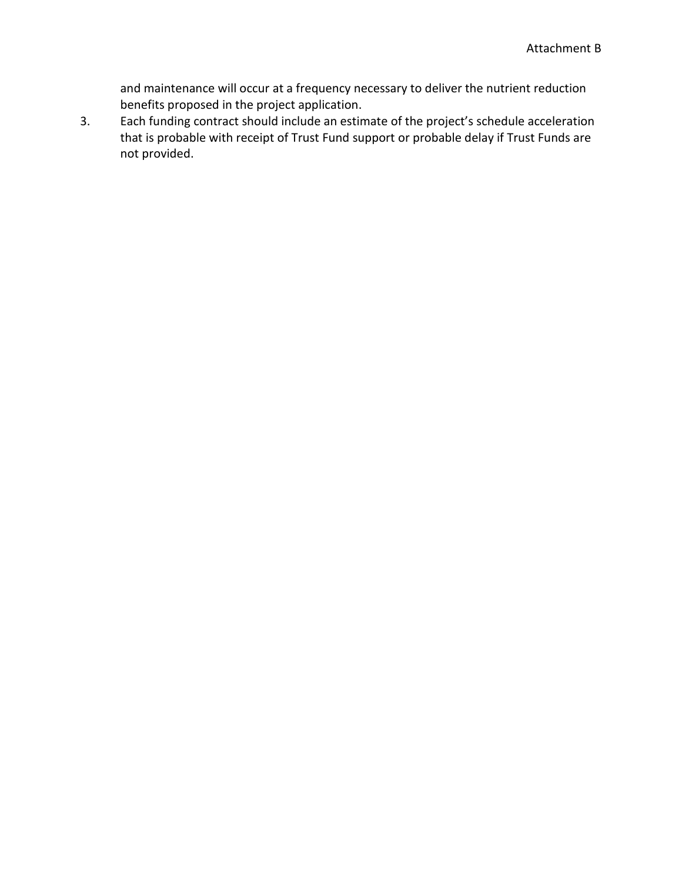and maintenance will occur at a frequency necessary to deliver the nutrient reduction benefits proposed in the project application.

3. Each funding contract should include an estimate of the project's schedule acceleration that is probable with receipt of Trust Fund support or probable delay if Trust Funds are not provided.